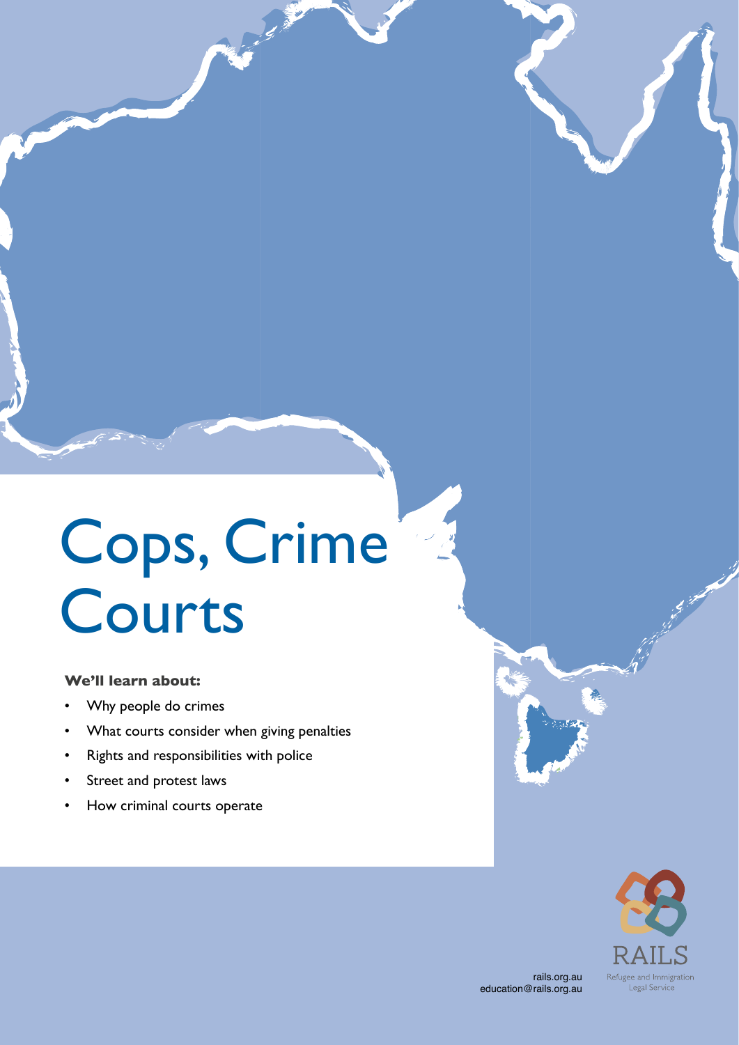# Cops, Crime Courts

**We'll learn about:**

- Why people do crimes
- What courts consider when giving penalties
- Rights and responsibilities with police
- Street and protest laws
- How criminal courts operate

rails.org.au
education@rails.org.au

RAILS
Refugee and Immigration Legal Service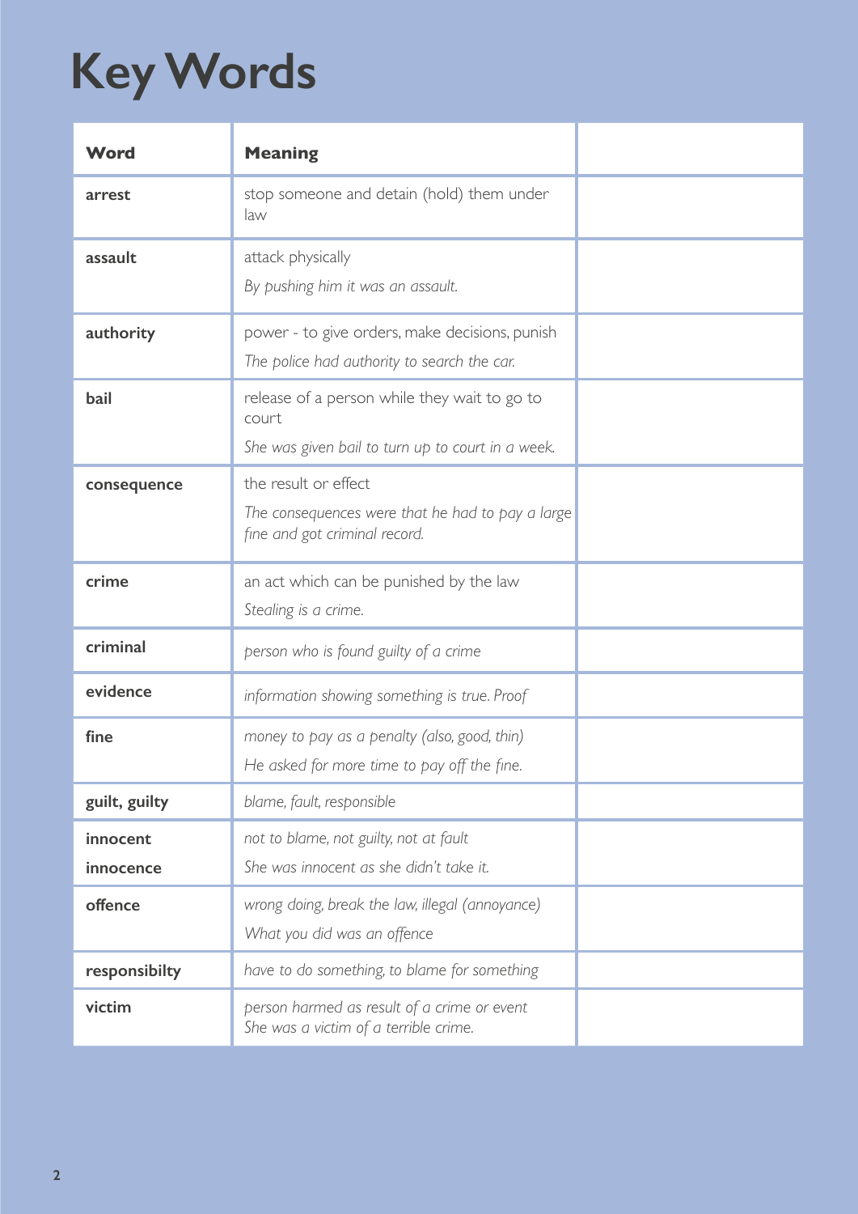# Key Words

| Word | Meaning | |
|---|---|---|
| **arrest** | stop someone and detain (hold) them under law | |
| **assault** | attack physically<br>*By pushing him it was an assault.* | |
| **authority** | power - to give orders, make decisions, punish<br>*The police had authority to search the car.* | |
| **bail** | release of a person while they wait to go to court<br>*She was given bail to turn up to court in a week.* | |
| **consequence** | the result or effect<br>*The consequences were that he had to pay a large fine and got criminal record.* | |
| **crime** | an act which can be punished by the law<br>*Stealing is a crime.* | |
| **criminal** | *person who is found guilty of a crime* | |
| **evidence** | *information showing something is true. Proof* | |
| **fine** | *money to pay as a penalty (also, good, thin)*<br>*He asked for more time to pay off the fine.* | |
| **guilt, guilty** | *blame, fault, responsible* | |
| **innocent**<br>**innocence** | *not to blame, not guilty, not at fault*<br>*She was innocent as she didn't take it.* | |
| **offence** | *wrong doing, break the law, illegal (annoyance)*<br>*What you did was an offence* | |
| **responsibilty** | *have to do something, to blame for something* | |
| **victim** | *person harmed as result of a crime or event*<br>*She was a victim of a terrible crime.* | |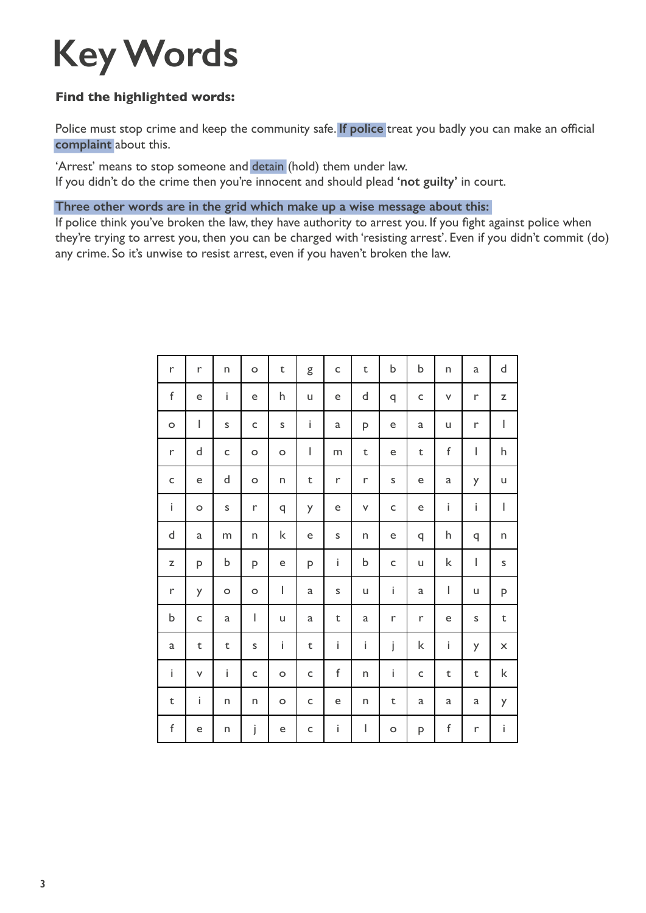# Key Words

**Find the highlighted words:**

Police must stop crime and keep the community safe. **If police** treat you badly you can make an official **complaint** about this.

'Arrest' means to stop someone and detain (hold) them under law.
If you didn't do the crime then you're innocent and should plead **'not guilty'** in court.

**Three other words are in the grid which make up a wise message about this:**
If police think you've broken the law, they have authority to arrest you. If you fight against police when they're trying to arrest you, then you can be charged with 'resisting arrest'. Even if you didn't commit (do) any crime. So it's unwise to resist arrest, even if you haven't broken the law.

| | | | | | | | | | | | | |
|---|---|---|---|---|---|---|---|---|---|---|---|---|
| r | r | n | o | t | g | c | t | b | b | n | a | d |
| f | e | i | e | h | u | e | d | q | c | v | r | z |
| o | l | s | c | s | i | a | p | e | a | u | r | l |
| r | d | c | o | o | l | m | t | e | t | f | l | h |
| c | e | d | o | n | t | r | r | s | e | a | y | u |
| i | o | s | r | q | y | e | v | c | e | i | i | l |
| d | a | m | n | k | e | s | n | e | q | h | q | n |
| z | p | b | p | e | p | i | b | c | u | k | l | s |
| r | y | o | o | l | a | s | u | i | a | l | u | p |
| b | c | a | l | u | a | t | a | r | r | e | s | t |
| a | t | t | s | i | t | i | i | j | k | i | y | x |
| i | v | i | c | o | c | f | n | i | c | t | t | k |
| t | i | n | n | o | c | e | n | t | a | a | a | y |
| f | e | n | j | e | c | i | l | o | p | f | r | i |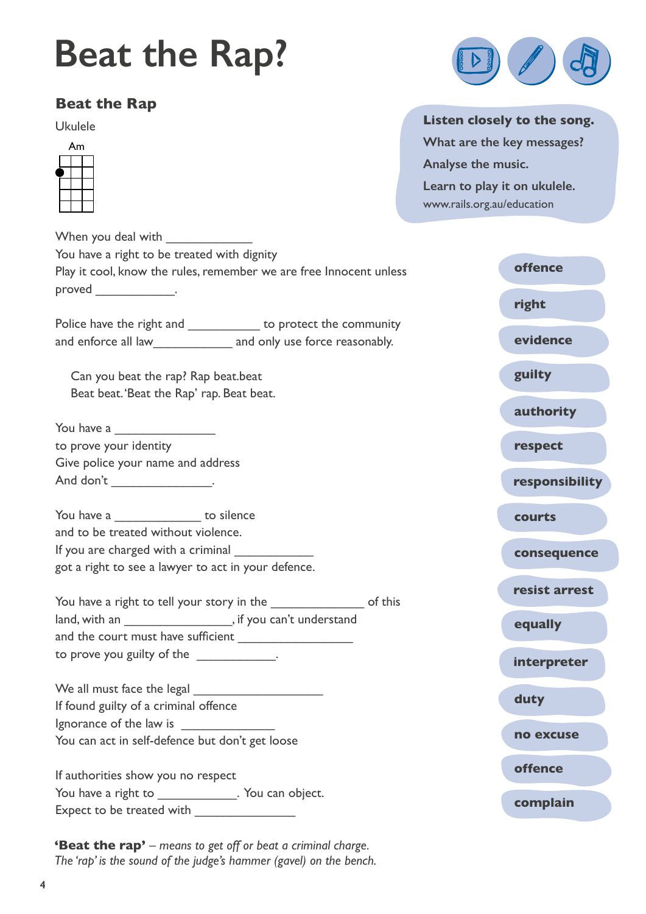# Beat the Rap?

## Beat the Rap

Ukulele

Am

Listen closely to the song.

What are the key messages?

Analyse the music.

Learn to play it on ukulele.

www.rails.org.au/education

When you deal with _____________
You have a right to be treated with dignity
Play it cool, know the rules, remember we are free Innocent unless proved ___________.

Police have the right and __________ to protect the community
and enforce all law___________ and only use force reasonably.

Can you beat the rap? Rap beat.beat
Beat beat. 'Beat the Rap' rap. Beat beat.

You have a _______________
to prove your identity
Give police your name and address
And don't _______________.

You have a _____________ to silence
and to be treated without violence.
If you are charged with a criminal ___________
got a right to see a lawyer to act in your defence.

You have a right to tell your story in the ______________ of this land, with an ________________, if you can't understand
and the court must have sufficient _________________
to prove you guilty of the ___________.

We all must face the legal ___________________
If found guilty of a criminal offence
Ignorance of the law is ______________
You can act in self-defence but don't get loose

If authorities show you no respect
You have a right to ___________. You can object.
Expect to be treated with _______________

- offence
- right
- evidence
- guilty
- authority
- respect
- responsibility
- courts
- consequence
- resist arrest
- equally
- interpreter
- duty
- no excuse
- offence
- complain

**'Beat the rap'** – *means to get off or beat a criminal charge.*
*The 'rap' is the sound of the judge's hammer (gavel) on the bench.*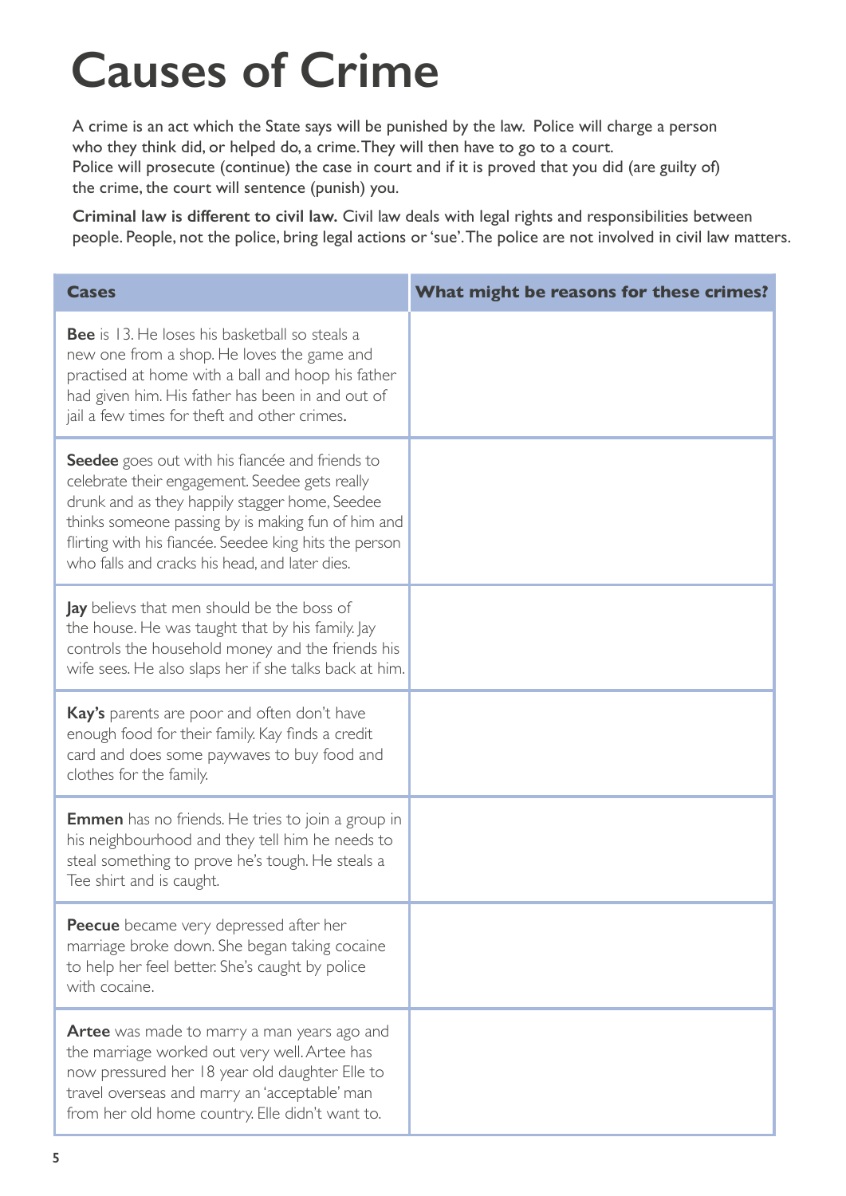# Causes of Crime

A crime is an act which the State says will be punished by the law. Police will charge a person who they think did, or helped do, a crime. They will then have to go to a court. Police will prosecute (continue) the case in court and if it is proved that you did (are guilty of) the crime, the court will sentence (punish) you.

**Criminal law is different to civil law.** Civil law deals with legal rights and responsibilities between people. People, not the police, bring legal actions or 'sue'. The police are not involved in civil law matters.

| Cases | What might be reasons for these crimes? |
| --- | --- |
| **Bee** is 13. He loses his basketball so steals a new one from a shop. He loves the game and practised at home with a ball and hoop his father had given him. His father has been in and out of jail a few times for theft and other crimes. | |
| **Seedee** goes out with his fiancée and friends to celebrate their engagement. Seedee gets really drunk and as they happily stagger home, Seedee thinks someone passing by is making fun of him and flirting with his fiancée. Seedee king hits the person who falls and cracks his head, and later dies. | |
| **Jay** believs that men should be the boss of the house. He was taught that by his family. Jay controls the household money and the friends his wife sees. He also slaps her if she talks back at him. | |
| **Kay's** parents are poor and often don't have enough food for their family. Kay finds a credit card and does some paywaves to buy food and clothes for the family. | |
| **Emmen** has no friends. He tries to join a group in his neighbourhood and they tell him he needs to steal something to prove he's tough. He steals a Tee shirt and is caught. | |
| **Peecue** became very depressed after her marriage broke down. She began taking cocaine to help her feel better. She's caught by police with cocaine. | |
| **Artee** was made to marry a man years ago and the marriage worked out very well. Artee has now pressured her 18 year old daughter Elle to travel overseas and marry an 'acceptable' man from her old home country. Elle didn't want to. | |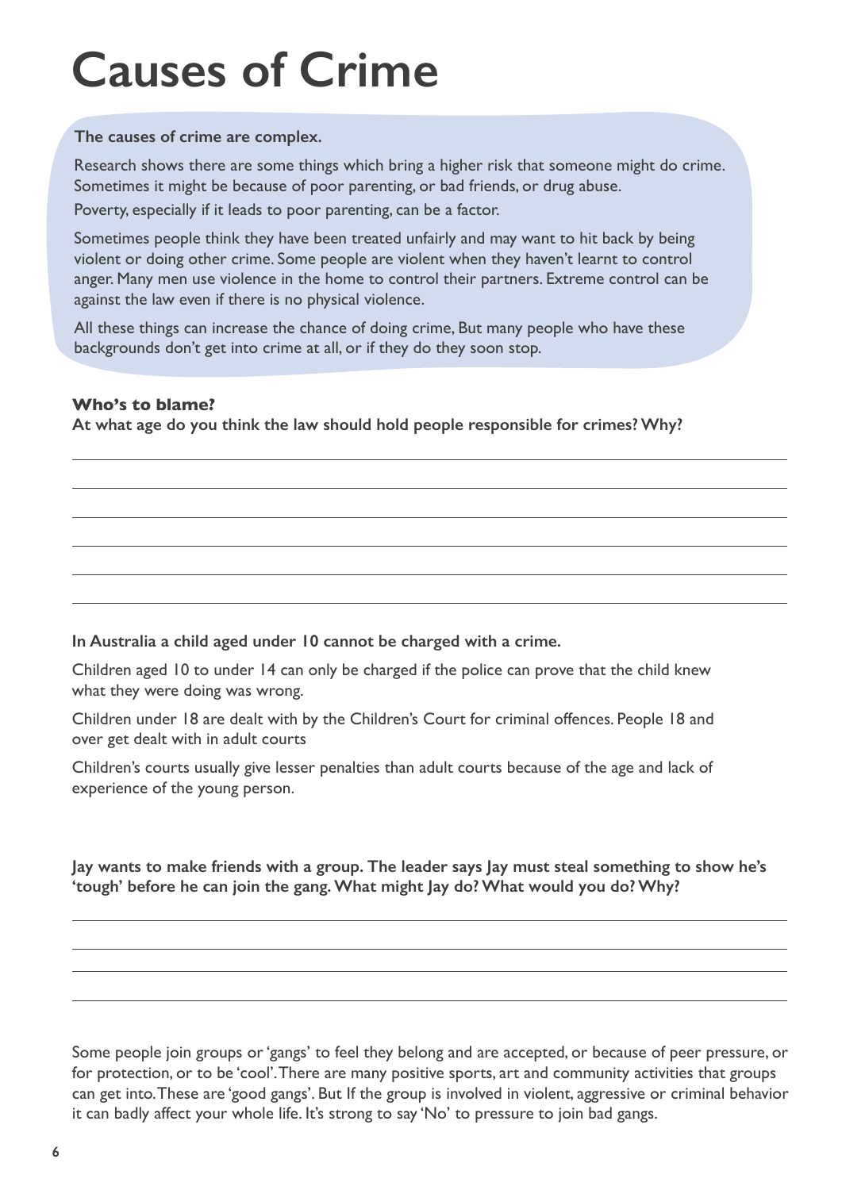# Causes of Crime

**The causes of crime are complex.**

Research shows there are some things which bring a higher risk that someone might do crime. Sometimes it might be because of poor parenting, or bad friends, or drug abuse.

Poverty, especially if it leads to poor parenting, can be a factor.

Sometimes people think they have been treated unfairly and may want to hit back by being violent or doing other crime. Some people are violent when they haven't learnt to control anger. Many men use violence in the home to control their partners. Extreme control can be against the law even if there is no physical violence.

All these things can increase the chance of doing crime, But many people who have these backgrounds don't get into crime at all, or if they do they soon stop.

**Who's to blame?**

**At what age do you think the law should hold people responsible for crimes? Why?**

______________________________________________

______________________________________________

______________________________________________

______________________________________________

______________________________________________

______________________________________________

**In Australia a child aged under 10 cannot be charged with a crime.**

Children aged 10 to under 14 can only be charged if the police can prove that the child knew what they were doing was wrong.

Children under 18 are dealt with by the Children's Court for criminal offences. People 18 and over get dealt with in adult courts

Children's courts usually give lesser penalties than adult courts because of the age and lack of experience of the young person.

**Jay wants to make friends with a group. The leader says Jay must steal something to show he's 'tough' before he can join the gang. What might Jay do? What would you do? Why?**

______________________________________________

______________________________________________

______________________________________________

______________________________________________

Some people join groups or 'gangs' to feel they belong and are accepted, or because of peer pressure, or for protection, or to be 'cool'. There are many positive sports, art and community activities that groups can get into. These are 'good gangs'. But If the group is involved in violent, aggressive or criminal behavior it can badly affect your whole life. It's strong to say 'No' to pressure to join bad gangs.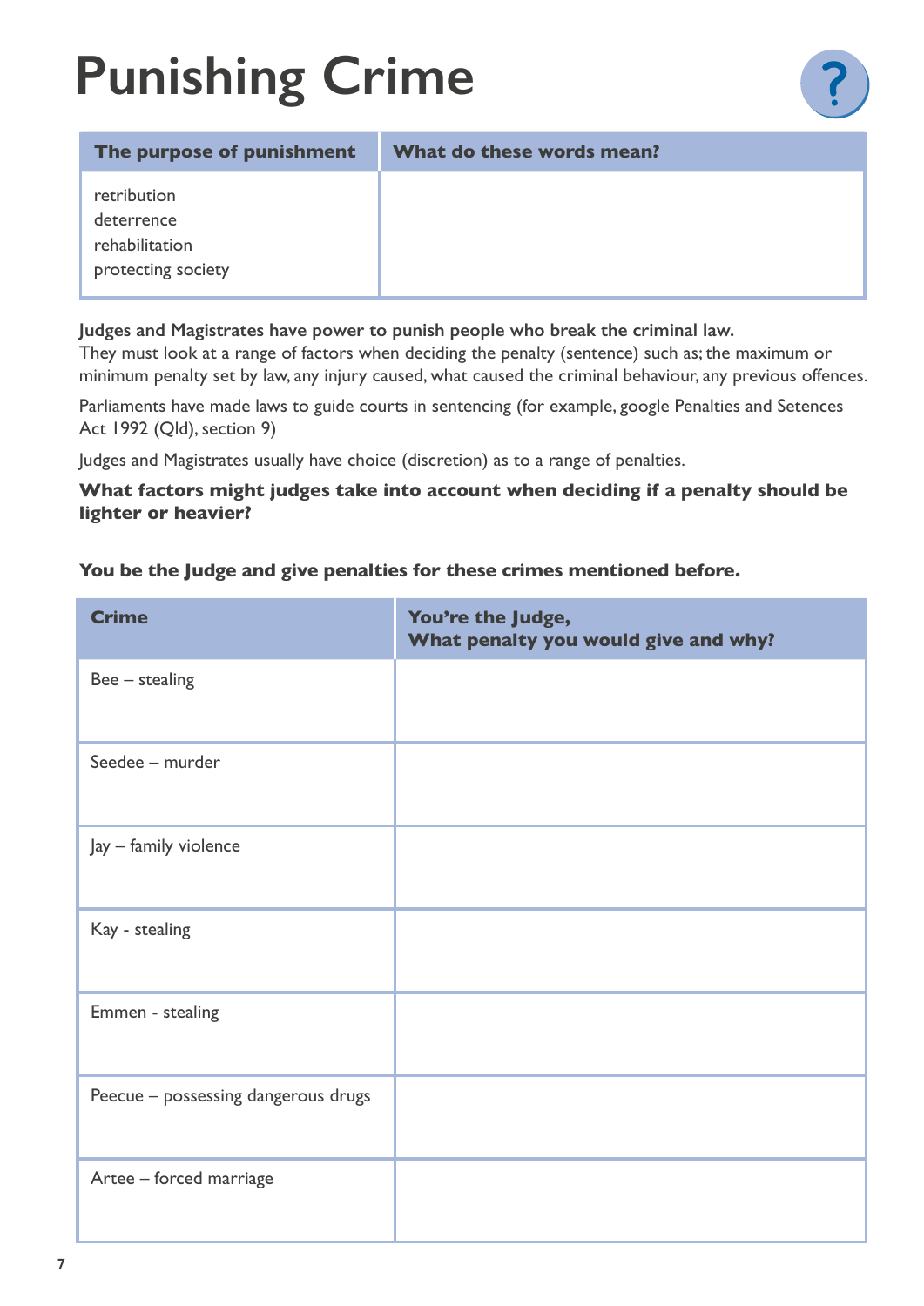# Punishing Crime

| The purpose of punishment | What do these words mean? |
|---|---|
| retribution<br>deterrence<br>rehabilitation<br>protecting society | |

**Judges and Magistrates have power to punish people who break the criminal law.**
They must look at a range of factors when deciding the penalty (sentence) such as; the maximum or minimum penalty set by law, any injury caused, what caused the criminal behaviour, any previous offences.

Parliaments have made laws to guide courts in sentencing (for example, google Penalties and Setences Act 1992 (Qld), section 9)

Judges and Magistrates usually have choice (discretion) as to a range of penalties.

**What factors might judges take into account when deciding if a penalty should be lighter or heavier?**

**You be the Judge and give penalties for these crimes mentioned before.**

| Crime | You're the Judge, What penalty you would give and why? |
|---|---|
| Bee – stealing | |
| Seedee – murder | |
| Jay – family violence | |
| Kay - stealing | |
| Emmen - stealing | |
| Peecue – possessing dangerous drugs | |
| Artee – forced marriage | |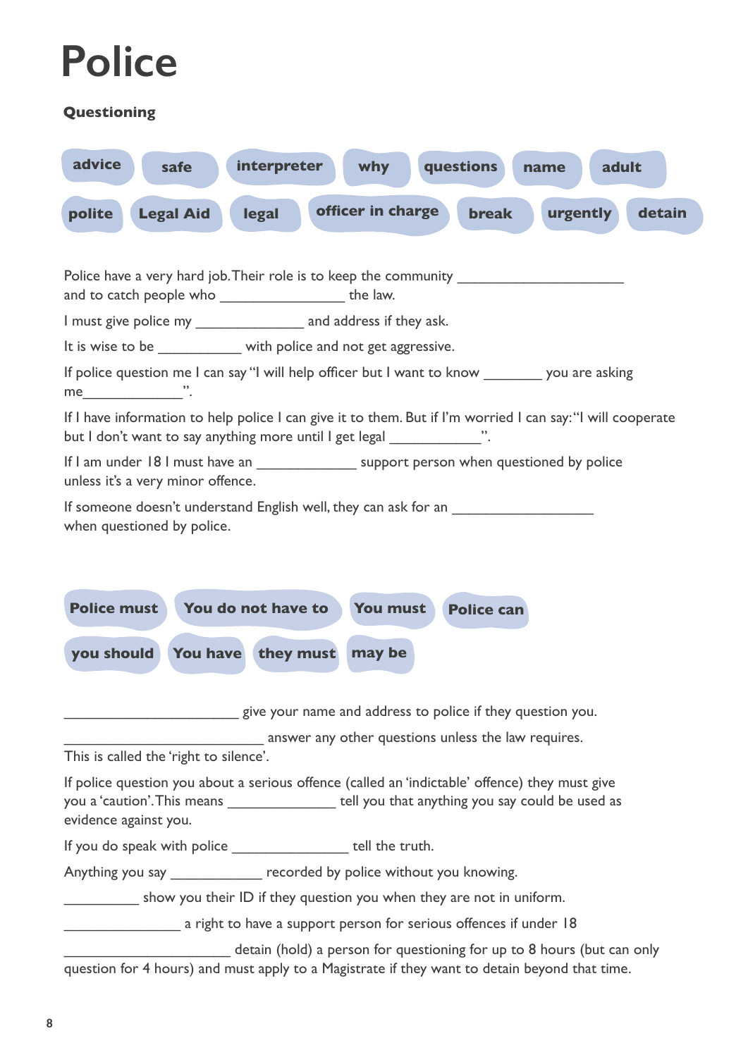# Police

**Questioning**

**advice** | **safe** | **interpreter** | **why** | **questions** | **name** | **adult**

**polite** | **Legal Aid** | **legal** | **officer in charge** | **break** | **urgently** | **detain**

Police have a very hard job. Their role is to keep the community ____________________ and to catch people who _______________ the law.

I must give police my _____________ and address if they ask.

It is wise to be __________ with police and not get aggressive.

If police question me I can say "I will help officer but I want to know _______ you are asking me____________".

If I have information to help police I can give it to them. But if I'm worried I can say: "I will cooperate but I don't want to say anything more until I get legal ___________".

If I am under 18 I must have an ____________ support person when questioned by police unless it's a very minor offence.

If someone doesn't understand English well, they can ask for an _________________ when questioned by police.

**Police must** | **You do not have to** | **You must** | **Police can**

**you should** | **You have** | **they must** | **may be**

_____________________ give your name and address to police if they question you.

________________________ answer any other questions unless the law requires. This is called the 'right to silence'.

If police question you about a serious offence (called an 'indictable' offence) they must give you a 'caution'. This means _____________ tell you that anything you say could be used as evidence against you.

If you do speak with police ______________ tell the truth.

Anything you say ___________ recorded by police without you knowing.

_________ show you their ID if they question you when they are not in uniform.

______________ a right to have a support person for serious offences if under 18

____________________ detain (hold) a person for questioning for up to 8 hours (but can only question for 4 hours) and must apply to a Magistrate if they want to detain beyond that time.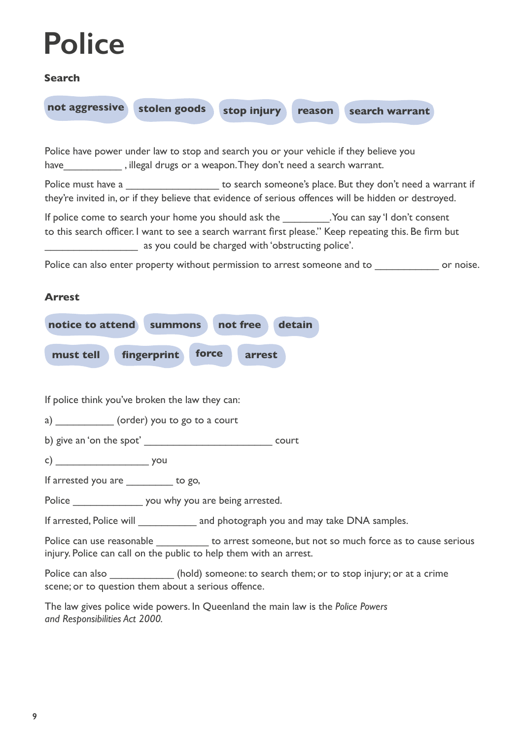# Police

### Search

**not aggressive** **stolen goods** **stop injury** **reason** **search warrant**

Police have power under law to stop and search you or your vehicle if they believe you have___________ , illegal drugs or a weapon. They don't need a search warrant.

Police must have a _________________ to search someone's place. But they don't need a warrant if they're invited in, or if they believe that evidence of serious offences will be hidden or destroyed.

If police come to search your home you should ask the _________.You can say 'I don't consent to this search officer. I want to see a search warrant first please." Keep repeating this. Be firm but _________________ as you could be charged with 'obstructing police'.

Police can also enter property without permission to arrest someone and to ___________ or noise.

### Arrest

**notice to attend** **summons** **not free** **detain**

**must tell** **fingerprint** **force** **arrest**

If police think you've broken the law they can:

a) __________ (order) you to go to a court

b) give an 'on the spot' ______________________ court

c) _________________ you

If arrested you are _________ to go,

Police ____________ you why you are being arrested.

If arrested, Police will ___________ and photograph you and may take DNA samples.

Police can use reasonable __________ to arrest someone, but not so much force as to cause serious injury. Police can call on the public to help them with an arrest.

Police can also ____________ (hold) someone: to search them; or to stop injury; or at a crime scene; or to question them about a serious offence.

The law gives police wide powers. In Queenland the main law is the *Police Powers and Responsibilities Act 2000.*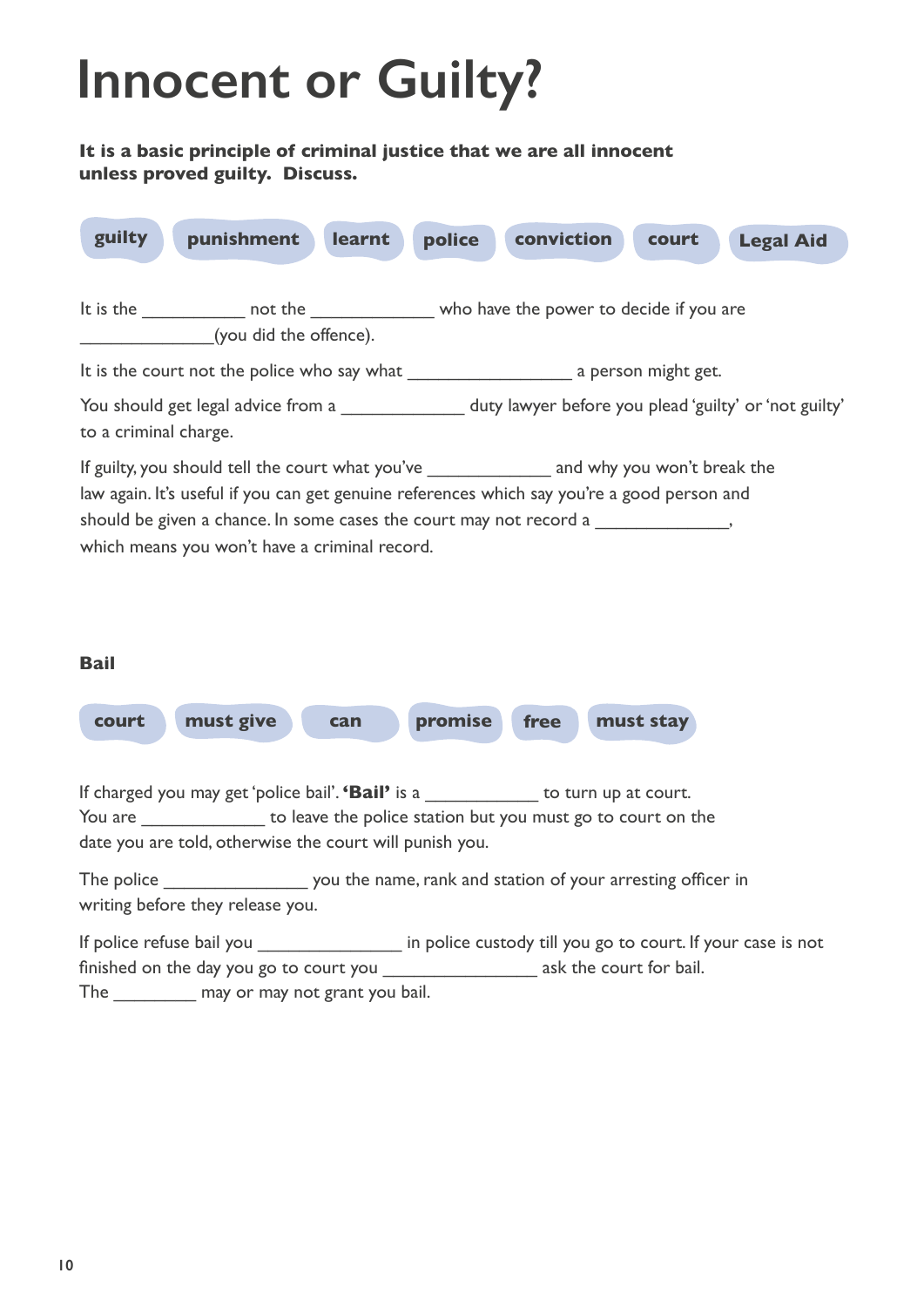# Innocent or Guilty?

**It is a basic principle of criminal justice that we are all innocent unless proved guilty. Discuss.**

**guilty** | **punishment** | **learnt** | **police** | **conviction** | **court** | **Legal Aid**

It is the __________ not the ____________ who have the power to decide if you are ____________(you did the offence).

It is the court not the police who say what ________________ a person might get.

You should get legal advice from a ____________ duty lawyer before you plead 'guilty' or 'not guilty' to a criminal charge.

If guilty, you should tell the court what you've ____________ and why you won't break the law again. It's useful if you can get genuine references which say you're a good person and should be given a chance. In some cases the court may not record a _____________, which means you won't have a criminal record.

**Bail**

**court** | **must give** | **can** | **promise** | **free** | **must stay**

If charged you may get 'police bail'. **'Bail'** is a ___________ to turn up at court. You are ____________ to leave the police station but you must go to court on the date you are told, otherwise the court will punish you.

The police ______________ you the name, rank and station of your arresting officer in writing before they release you.

If police refuse bail you ______________ in police custody till you go to court. If your case is not finished on the day you go to court you _______________ ask the court for bail. The ________ may or may not grant you bail.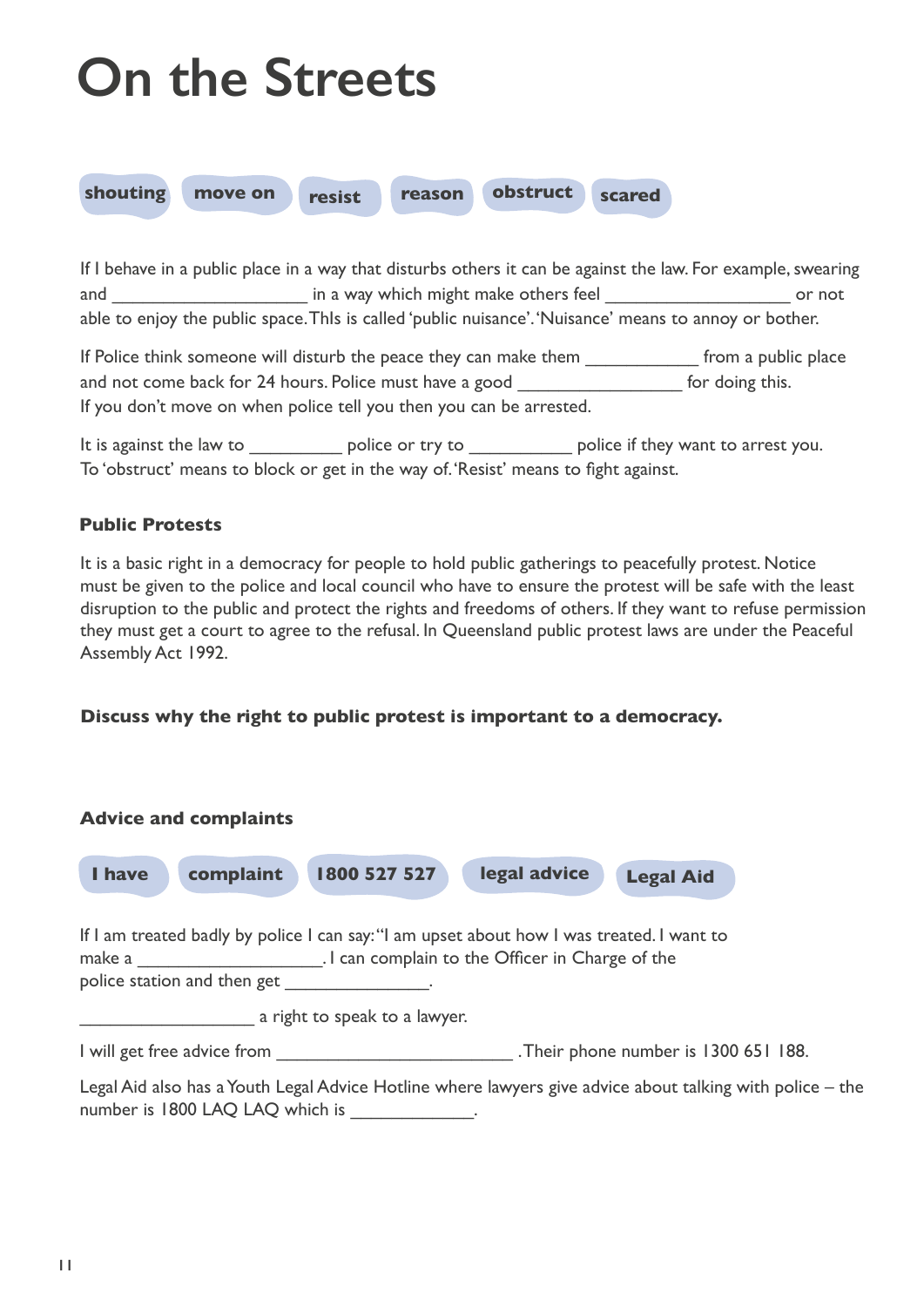# On the Streets

**shouting** **move on** **resist** **reason** **obstruct** **scared**

If I behave in a public place in a way that disturbs others it can be against the law. For example, swearing and ____________________ in a way which might make others feel ___________________ or not able to enjoy the public space. ThIs is called 'public nuisance'. 'Nuisance' means to annoy or bother.

If Police think someone will disturb the peace they can make them ____________ from a public place and not come back for 24 hours. Police must have a good _________________ for doing this. If you don't move on when police tell you then you can be arrested.

It is against the law to _________ police or try to ___________ police if they want to arrest you. To 'obstruct' means to block or get in the way of. 'Resist' means to fight against.

### Public Protests

It is a basic right in a democracy for people to hold public gatherings to peacefully protest. Notice must be given to the police and local council who have to ensure the protest will be safe with the least disruption to the public and protect the rights and freedoms of others. If they want to refuse permission they must get a court to agree to the refusal. In Queensland public protest laws are under the Peaceful Assembly Act 1992.

**Discuss why the right to public protest is important to a democracy.**

### Advice and complaints

**I have** **complaint** **1800 527 527** **legal advice** **Legal Aid**

If I am treated badly by police I can say: "I am upset about how I was treated. I want to make a ___________________. I can complain to the Officer in Charge of the police station and then get _______________.

__________________ a right to speak to a lawyer.

I will get free advice from ________________________ . Their phone number is 1300 651 188.

Legal Aid also has a Youth Legal Advice Hotline where lawyers give advice about talking with police – the number is 1800 LAQ LAQ which is _____________.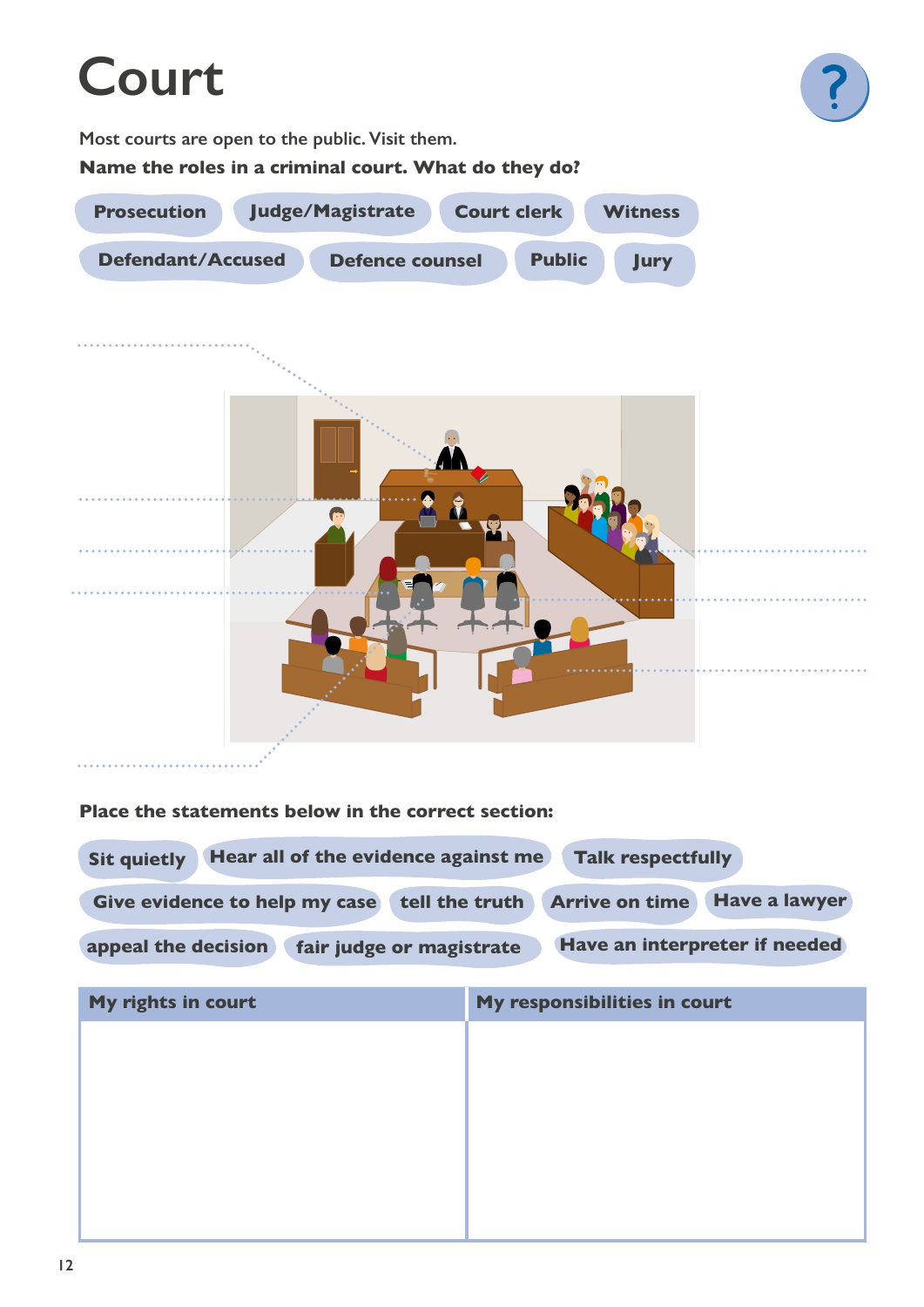# Court

Most courts are open to the public. Visit them.

**Name the roles in a criminal court. What do they do?**

**Prosecution** | **Judge/Magistrate** | **Court clerk** | **Witness** | **Defendant/Accused** | **Defence counsel** | **Public** | **Jury**

**Place the statements below in the correct section:**

**Sit quietly** | **Hear all of the evidence against me** | **Talk respectfully** | **Give evidence to help my case** | **tell the truth** | **Arrive on time** | **Have a lawyer** | **appeal the decision** | **fair judge or magistrate** | **Have an interpreter if needed**

| My rights in court | My responsibilities in court |
| --- | --- |
| | |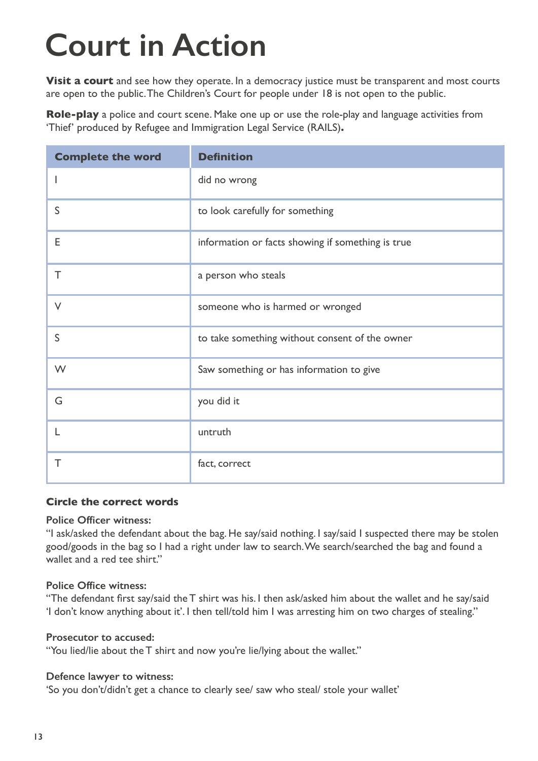# Court in Action

**Visit a court** and see how they operate. In a democracy justice must be transparent and most courts are open to the public. The Children's Court for people under 18 is not open to the public.

**Role-play** a police and court scene. Make one up or use the role-play and language activities from 'Thief' produced by Refugee and Immigration Legal Service (RAILS)**.**

| Complete the word | Definition |
|---|---|
| I | did no wrong |
| S | to look carefully for something |
| E | information or facts showing if something is true |
| T | a person who steals |
| V | someone who is harmed or wronged |
| S | to take something without consent of the owner |
| W | Saw something or has information to give |
| G | you did it |
| L | untruth |
| T | fact, correct |

**Circle the correct words**

**Police Officer witness:**
"I ask/asked the defendant about the bag. He say/said nothing. I say/said I suspected there may be stolen good/goods in the bag so I had a right under law to search. We search/searched the bag and found a wallet and a red tee shirt."

**Police Office witness:**
"The defendant first say/said the T shirt was his. I then ask/asked him about the wallet and he say/said 'I don't know anything about it'. I then tell/told him I was arresting him on two charges of stealing."

**Prosecutor to accused:**
"You lied/lie about the T shirt and now you're lie/lying about the wallet."

**Defence lawyer to witness:**
'So you don't/didn't get a chance to clearly see/ saw who steal/ stole your wallet'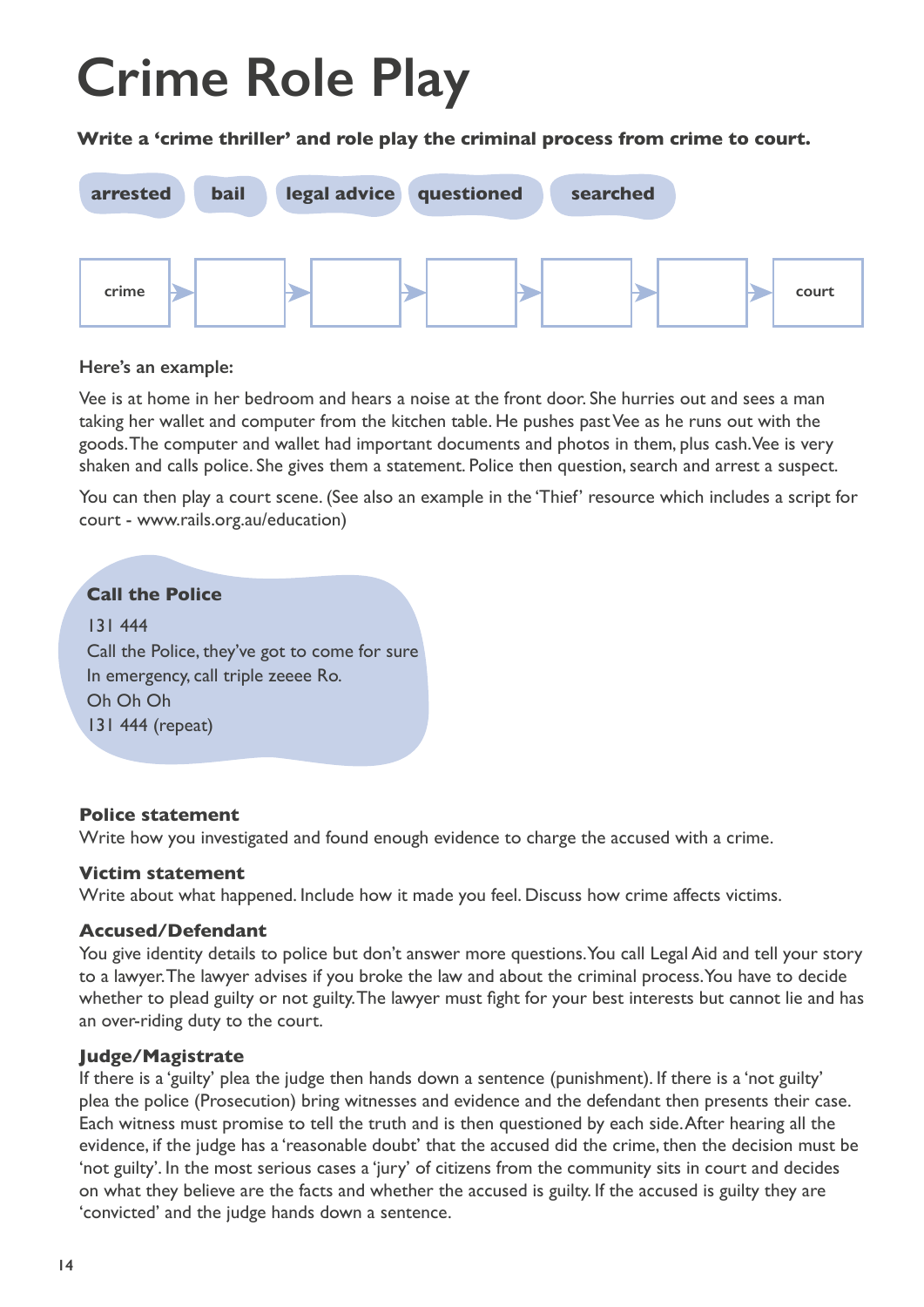# Crime Role Play

**Write a 'crime thriller' and role play the criminal process from crime to court.**

**arrested** **bail** **legal advice** **questioned** **searched**

| crime | → | | → | | → | | → | | → | | → | court |
|---|---|---|---|---|---|---|---|---|---|---|---|---|

Here's an example:

Vee is at home in her bedroom and hears a noise at the front door. She hurries out and sees a man taking her wallet and computer from the kitchen table. He pushes past Vee as he runs out with the goods. The computer and wallet had important documents and photos in them, plus cash. Vee is very shaken and calls police. She gives them a statement. Police then question, search and arrest a suspect.

You can then play a court scene. (See also an example in the 'Thief' resource which includes a script for court - www.rails.org.au/education)

**Call the Police**

131 444
Call the Police, they've got to come for sure
In emergency, call triple zeeee Ro.
Oh Oh Oh
131 444 (repeat)

**Police statement**
Write how you investigated and found enough evidence to charge the accused with a crime.

**Victim statement**
Write about what happened. Include how it made you feel. Discuss how crime affects victims.

**Accused/Defendant**
You give identity details to police but don't answer more questions. You call Legal Aid and tell your story to a lawyer. The lawyer advises if you broke the law and about the criminal process. You have to decide whether to plead guilty or not guilty. The lawyer must fight for your best interests but cannot lie and has an over-riding duty to the court.

**Judge/Magistrate**
If there is a 'guilty' plea the judge then hands down a sentence (punishment). If there is a 'not guilty' plea the police (Prosecution) bring witnesses and evidence and the defendant then presents their case. Each witness must promise to tell the truth and is then questioned by each side. After hearing all the evidence, if the judge has a 'reasonable doubt' that the accused did the crime, then the decision must be 'not guilty'. In the most serious cases a 'jury' of citizens from the community sits in court and decides on what they believe are the facts and whether the accused is guilty. If the accused is guilty they are 'convicted' and the judge hands down a sentence.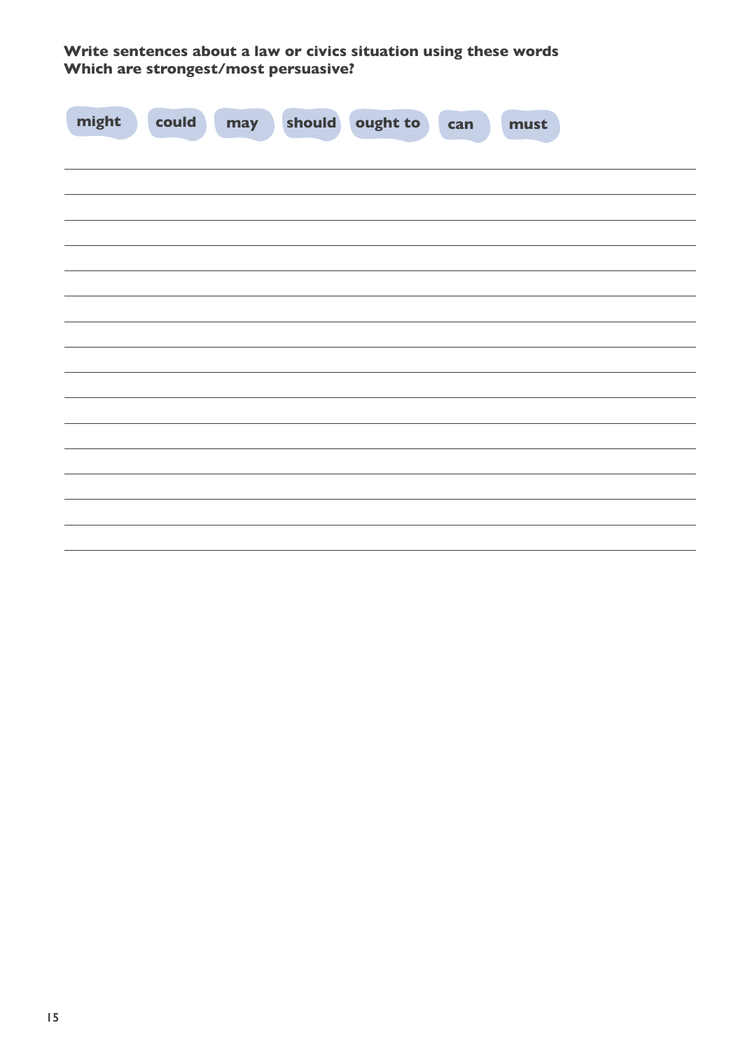**Write sentences about a law or civics situation using these words**
**Which are strongest/most persuasive?**

**might** **could** **may** **should** **ought to** **can** **must**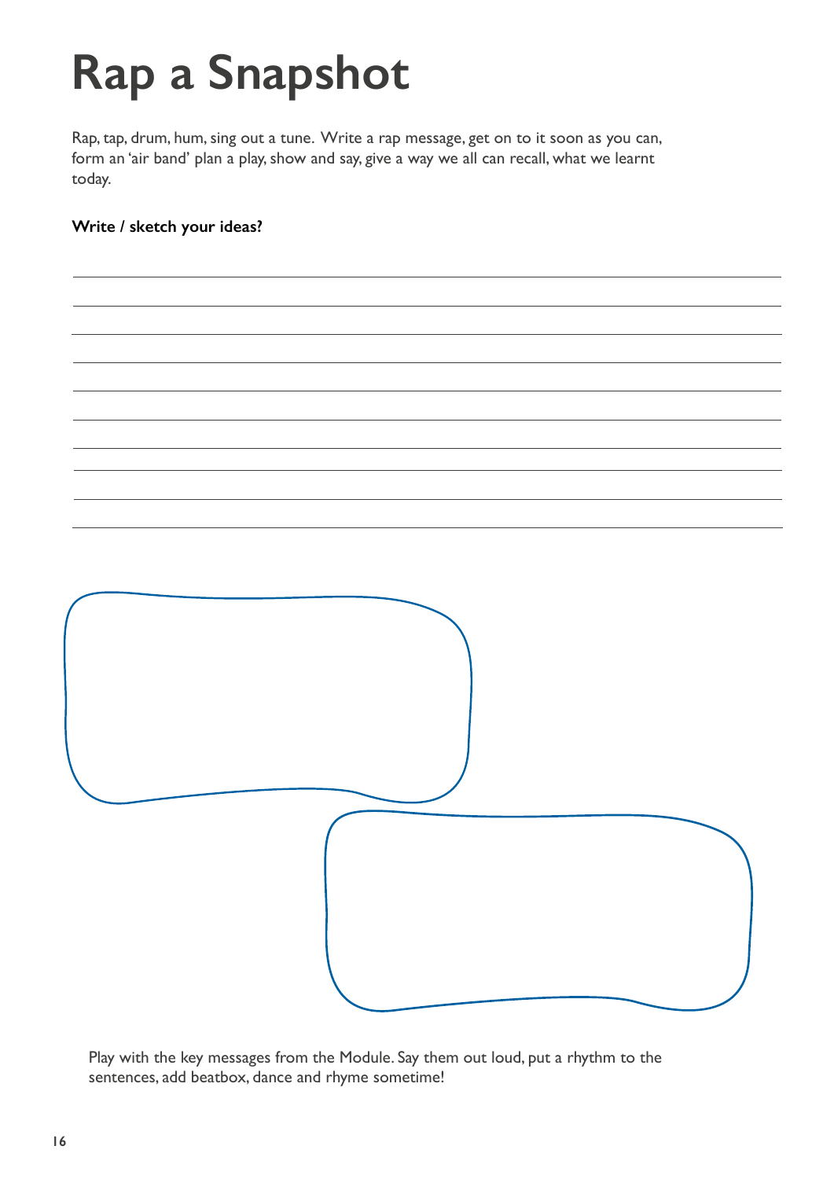# Rap a Snapshot

Rap, tap, drum, hum, sing out a tune. Write a rap message, get on to it soon as you can, form an 'air band' plan a play, show and say, give a way we all can recall, what we learnt today.

**Write / sketch your ideas?**

Play with the key messages from the Module. Say them out loud, put a rhythm to the sentences, add beatbox, dance and rhyme sometime!